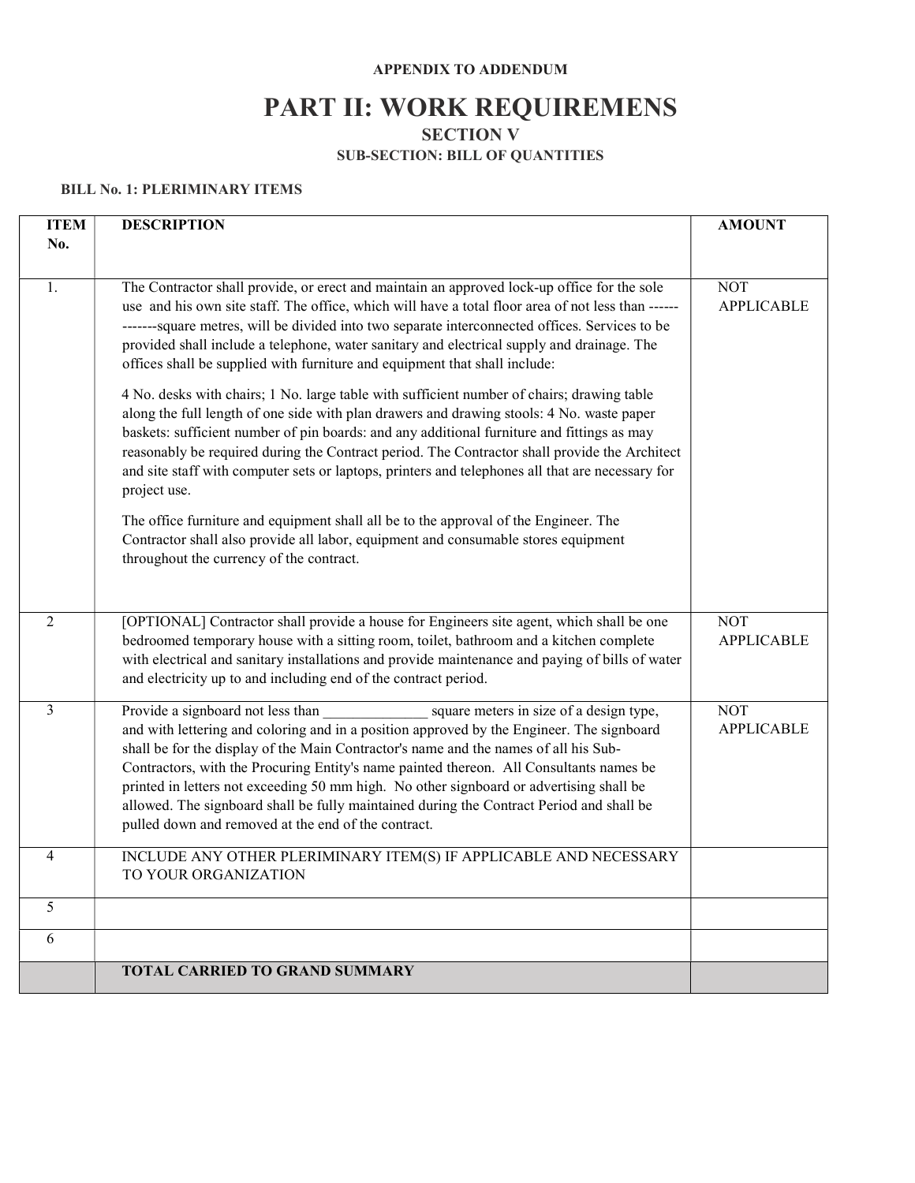**APPENDIX TO ADDENDUM**

# PART II: WORK REQUIREMENS

## SECTION V

### SUB-SECTION: BILL OF QUANTITIES

**BILL No. 1: PLERIMINARY ITEMS**

| ITEM No. | DESCRIPTION | AMOUNT |
|---|---|---|
| 1. | The Contractor shall provide, or erect and maintain an approved lock-up office for the sole use and his own site staff. The office, which will have a total floor area of not less than -------------square metres, will be divided into two separate interconnected offices. Services to be provided shall include a telephone, water sanitary and electrical supply and drainage. The offices shall be supplied with furniture and equipment that shall include:<br><br>4 No. desks with chairs; 1 No. large table with sufficient number of chairs; drawing table along the full length of one side with plan drawers and drawing stools: 4 No. waste paper baskets: sufficient number of pin boards: and any additional furniture and fittings as may reasonably be required during the Contract period. The Contractor shall provide the Architect and site staff with computer sets or laptops, printers and telephones all that are necessary for project use.<br><br>The office furniture and equipment shall all be to the approval of the Engineer. The Contractor shall also provide all labor, equipment and consumable stores equipment throughout the currency of the contract. | NOT APPLICABLE |
| 2 | [OPTIONAL] Contractor shall provide a house for Engineers site agent, which shall be one bedroomed temporary house with a sitting room, toilet, bathroom and a kitchen complete with electrical and sanitary installations and provide maintenance and paying of bills of water and electricity up to and including end of the contract period. | NOT APPLICABLE |
| 3 | Provide a signboard not less than ______________ square meters in size of a design type, and with lettering and coloring and in a position approved by the Engineer. The signboard shall be for the display of the Main Contractor's name and the names of all his Sub-Contractors, with the Procuring Entity's name painted thereon. All Consultants names be printed in letters not exceeding 50 mm high. No other signboard or advertising shall be allowed. The signboard shall be fully maintained during the Contract Period and shall be pulled down and removed at the end of the contract. | NOT APPLICABLE |
| 4 | INCLUDE ANY OTHER PLERIMINARY ITEM(S) IF APPLICABLE AND NECESSARY TO YOUR ORGANIZATION | |
| 5 | | |
| 6 | | |
| | **TOTAL CARRIED TO GRAND SUMMARY** | |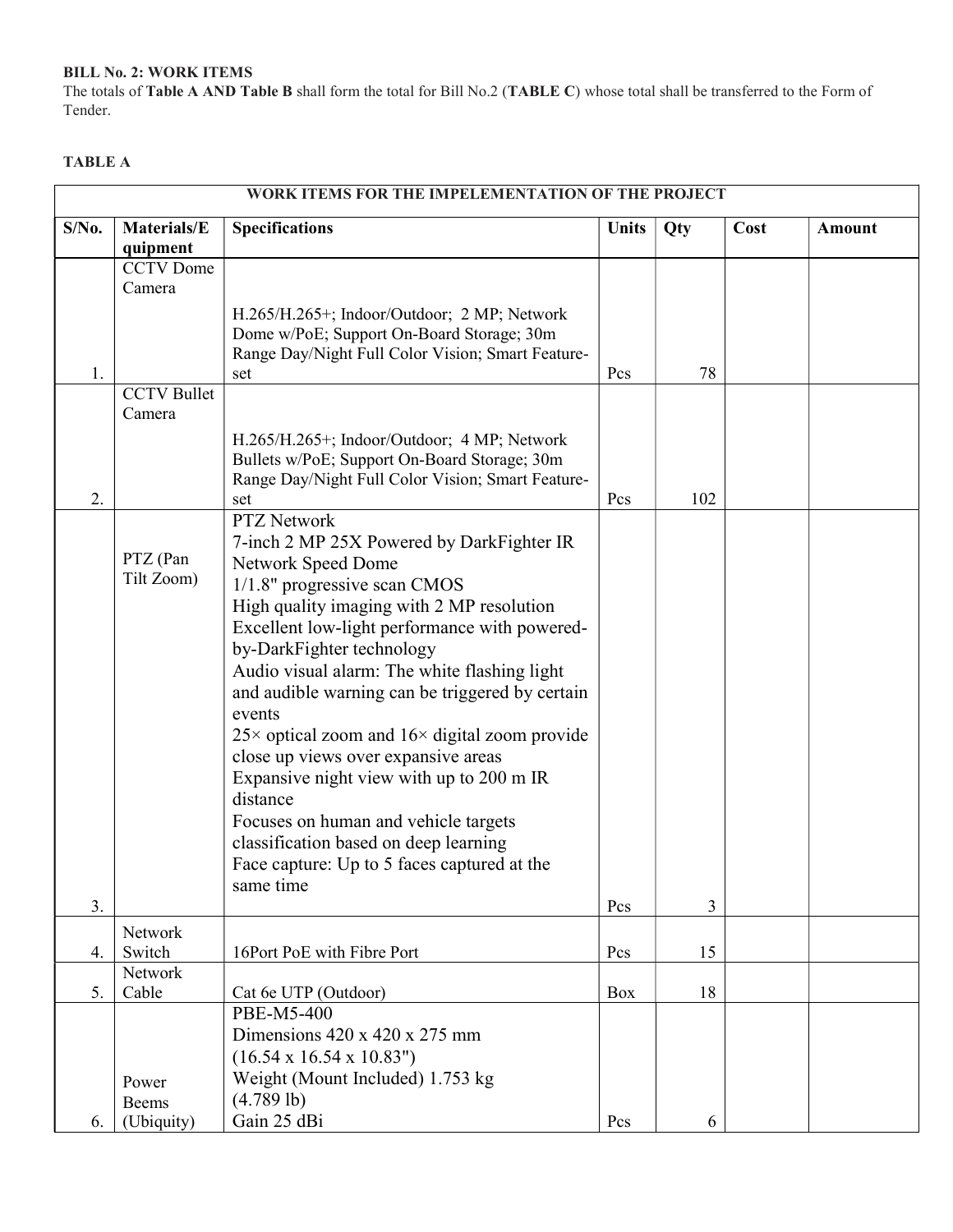**BILL No. 2: WORK ITEMS**

The totals of **Table A AND Table B** shall form the total for Bill No.2 (**TABLE C**) whose total shall be transferred to the Form of Tender.

**TABLE A**

| WORK ITEMS FOR THE IMPELEMENTATION OF THE PROJECT | | | | | | |
|---|---|---|---|---|---|---|
| **S/No.** | **Materials/Equipment** | **Specifications** | **Units** | **Qty** | **Cost** | **Amount** |
| 1. | CCTV Dome Camera | H.265/H.265+; Indoor/Outdoor; 2 MP; Network Dome w/PoE; Support On-Board Storage; 30m Range Day/Night Full Color Vision; Smart Feature-set | Pcs | 78 | | |
| 2. | CCTV Bullet Camera | H.265/H.265+; Indoor/Outdoor; 4 MP; Network Bullets w/PoE; Support On-Board Storage; 30m Range Day/Night Full Color Vision; Smart Feature-set | Pcs | 102 | | |
| 3. | PTZ (Pan Tilt Zoom) | PTZ Network<br>7-inch 2 MP 25X Powered by DarkFighter IR Network Speed Dome<br>1/1.8" progressive scan CMOS<br>High quality imaging with 2 MP resolution<br>Excellent low-light performance with powered-by-DarkFighter technology<br>Audio visual alarm: The white flashing light and audible warning can be triggered by certain events<br>25× optical zoom and 16× digital zoom provide close up views over expansive areas<br>Expansive night view with up to 200 m IR distance<br>Focuses on human and vehicle targets classification based on deep learning<br>Face capture: Up to 5 faces captured at the same time | Pcs | 3 | | |
| 4. | Network Switch | 16Port PoE with Fibre Port | Pcs | 15 | | |
| 5. | Network Cable | Cat 6e UTP (Outdoor) | Box | 18 | | |
| 6. | Power Beems (Ubiquity) | PBE-M5-400<br>Dimensions 420 x 420 x 275 mm<br>(16.54 x 16.54 x 10.83")<br>Weight (Mount Included) 1.753 kg<br>(4.789 lb)<br>Gain 25 dBi | Pcs | 6 | | |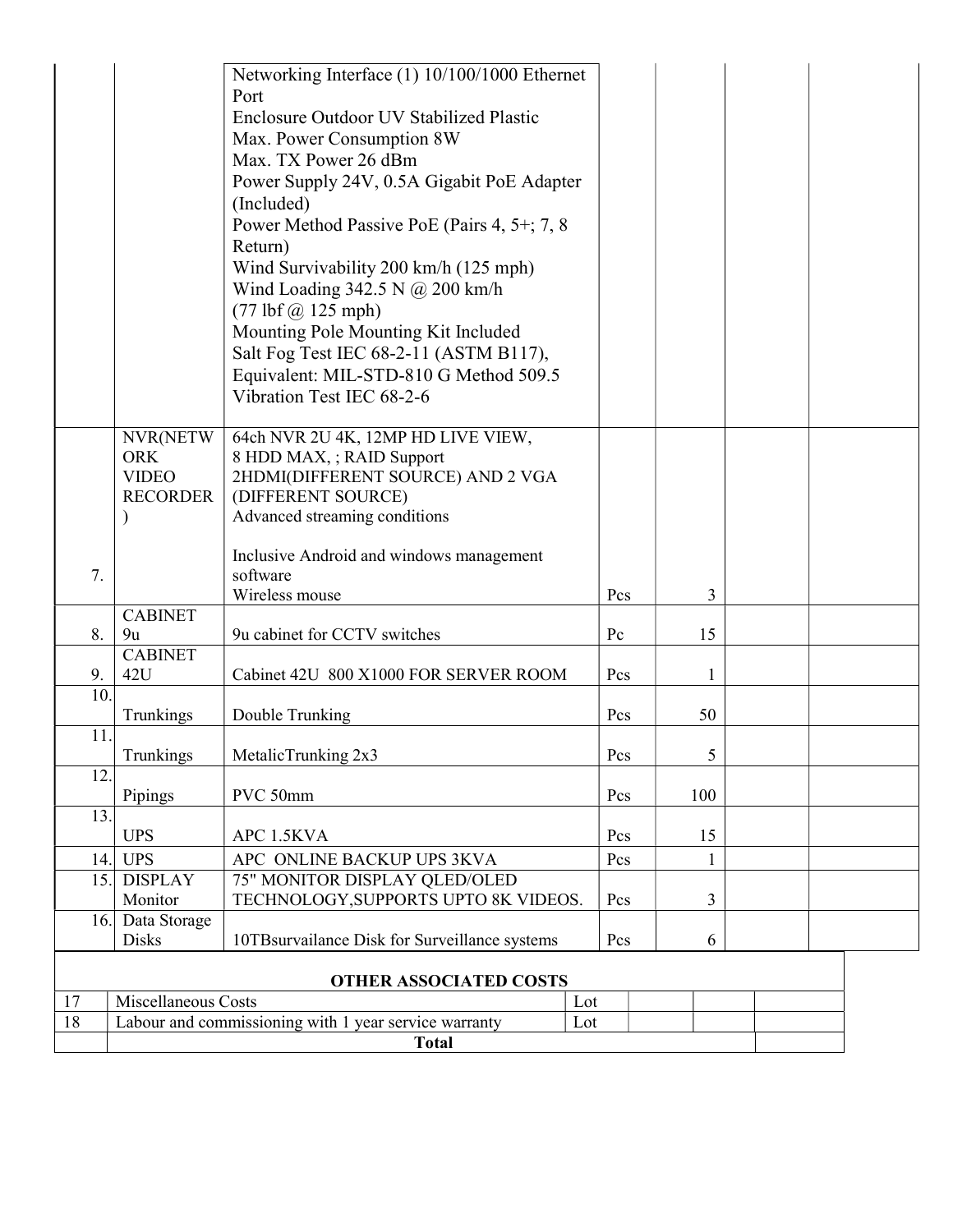| | | | | | | |
|---|---|---|---|---|---|---|
| | | Networking Interface (1) 10/100/1000 Ethernet Port<br>Enclosure Outdoor UV Stabilized Plastic<br>Max. Power Consumption 8W<br>Max. TX Power 26 dBm<br>Power Supply 24V, 0.5A Gigabit PoE Adapter (Included)<br>Power Method Passive PoE (Pairs 4, 5+; 7, 8 Return)<br>Wind Survivability 200 km/h (125 mph)<br>Wind Loading 342.5 N @ 200 km/h (77 lbf @ 125 mph)<br>Mounting Pole Mounting Kit Included<br>Salt Fog Test IEC 68-2-11 (ASTM B117), Equivalent: MIL-STD-810 G Method 509.5<br>Vibration Test IEC 68-2-6 | | | | |
| 7. | NVR(NETWORK VIDEO RECORDER) | 64ch NVR 2U 4K, 12MP HD LIVE VIEW, 8 HDD MAX, ; RAID Support<br>2HDMI(DIFFERENT SOURCE) AND 2 VGA (DIFFERENT SOURCE)<br>Advanced streaming conditions<br><br>Inclusive Android and windows management software<br>Wireless mouse | Pcs | 3 | | |
| 8. | CABINET 9u | 9u cabinet for CCTV switches | Pc | 15 | | |
| 9. | CABINET 42U | Cabinet 42U 800 X1000 FOR SERVER ROOM | Pcs | 1 | | |
| 10. | Trunkings | Double Trunking | Pcs | 50 | | |
| 11. | Trunkings | MetalicTrunking 2x3 | Pcs | 5 | | |
| 12. | Pipings | PVC 50mm | Pcs | 100 | | |
| 13. | UPS | APC 1.5KVA | Pcs | 15 | | |
| 14. | UPS | APC ONLINE BACKUP UPS 3KVA | Pcs | 1 | | |
| 15. | DISPLAY Monitor | 75" MONITOR DISPLAY QLED/OLED TECHNOLOGY,SUPPORTS UPTO 8K VIDEOS. | Pcs | 3 | | |
| 16. | Data Storage Disks | 10TBsurvailance Disk for Surveillance systems | Pcs | 6 | | |

| | | | | | |
|---|---|---|---|---|---|
| | **OTHER ASSOCIATED COSTS** | | | | |
| 17 | Miscellaneous Costs | Lot | | | |
| 18 | Labour and commissioning with 1 year service warranty | Lot | | | |
| | **Total** | | | | |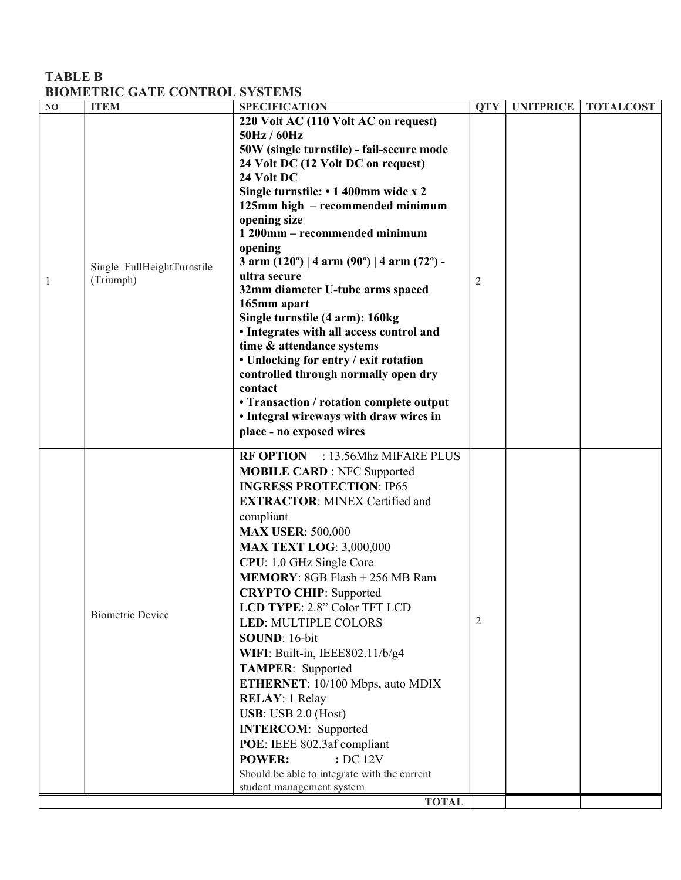**TABLE B**
**BIOMETRIC GATE CONTROL SYSTEMS**

| NO | ITEM | SPECIFICATION | QTY | UNITPRICE | TOTALCOST |
|---|---|---|---|---|---|
| 1 | Single FullHeightTurnstile (Triumph) | **220 Volt AC (110 Volt AC on request)**<br>**50Hz / 60Hz**<br>**50W (single turnstile) - fail-secure mode**<br>**24 Volt DC (12 Volt DC on request)**<br>**24 Volt DC**<br>**Single turnstile: • 1 400mm wide x 2 125mm high – recommended minimum opening size**<br>**1 200mm – recommended minimum opening**<br>**3 arm (120º) \| 4 arm (90º) \| 4 arm (72º) - ultra secure**<br>**32mm diameter U-tube arms spaced 165mm apart**<br>**Single turnstile (4 arm): 160kg**<br>**• Integrates with all access control and time & attendance systems**<br>**• Unlocking for entry / exit rotation controlled through normally open dry contact**<br>**• Transaction / rotation complete output**<br>**• Integral wireways with draw wires in place - no exposed wires** | 2 | | |
| | Biometric Device | **RF OPTION** : 13.56Mhz MIFARE PLUS<br>**MOBILE CARD** : NFC Supported<br>**INGRESS PROTECTION**: IP65<br>**EXTRACTOR**: MINEX Certified and compliant<br>**MAX USER**: 500,000<br>**MAX TEXT LOG**: 3,000,000<br>**CPU**: 1.0 GHz Single Core<br>**MEMORY**: 8GB Flash + 256 MB Ram<br>**CRYPTO CHIP**: Supported<br>**LCD TYPE**: 2.8" Color TFT LCD<br>**LED**: MULTIPLE COLORS<br>**SOUND**: 16-bit<br>**WIFI**: Built-in, IEEE802.11/b/g4<br>**TAMPER**: Supported<br>**ETHERNET**: 10/100 Mbps, auto MDIX<br>**RELAY**: 1 Relay<br>**USB**: USB 2.0 (Host)<br>**INTERCOM**: Supported<br>**POE**: IEEE 802.3af compliant<br>**POWER:** : DC 12V<br>Should be able to integrate with the current student management system | 2 | | |
| | | **TOTAL** | | | |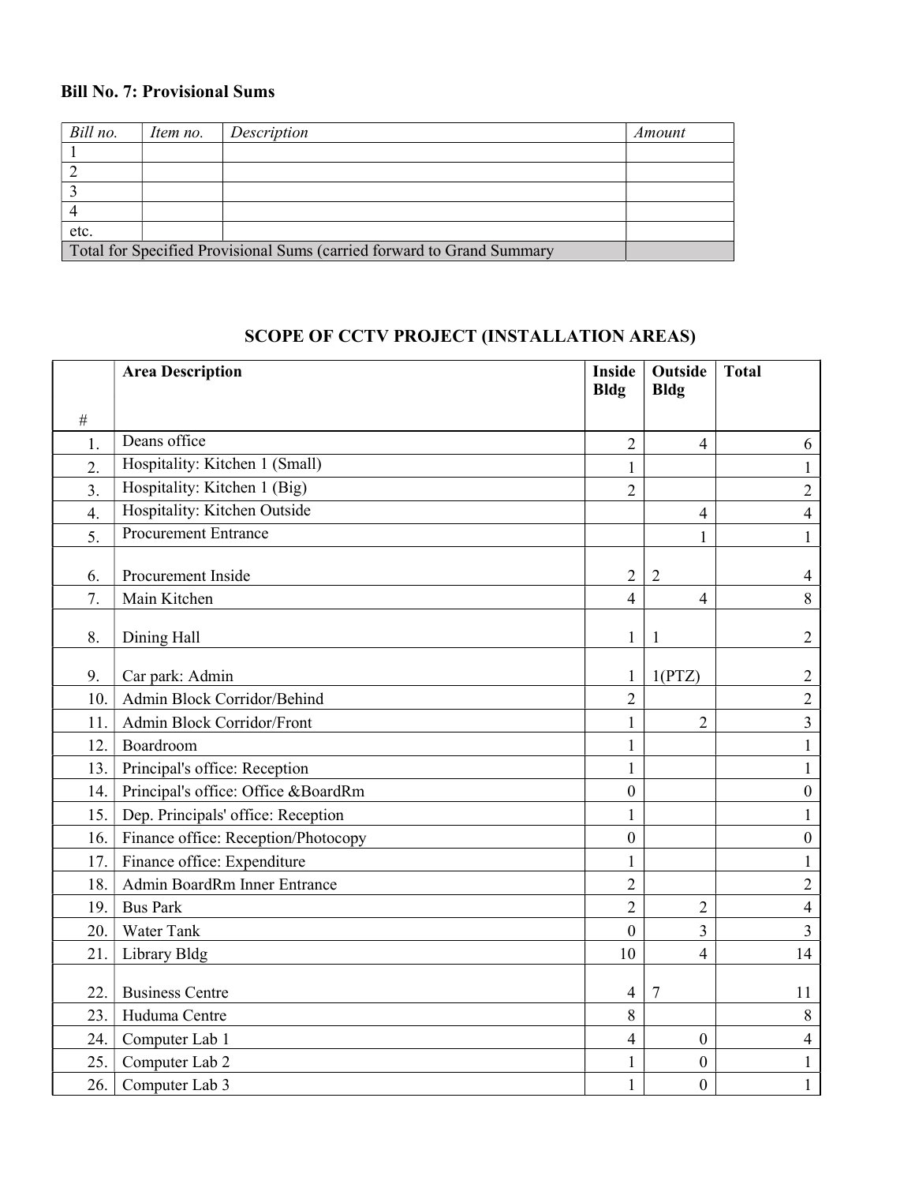**Bill No. 7: Provisional Sums**

| *Bill no.* | *Item no.* | *Description* | *Amount* |
|---|---|---|---|
| 1 | | | |
| 2 | | | |
| 3 | | | |
| 4 | | | |
| etc. | | | |
| Total for Specified Provisional Sums (carried forward to Grand Summary | | | |

## SCOPE OF CCTV PROJECT (INSTALLATION AREAS)

| # | Area Description | Inside Bldg | Outside Bldg | Total |
|---|---|---|---|---|
| 1. | Deans office | 2 | 4 | 6 |
| 2. | Hospitality: Kitchen 1 (Small) | 1 | | 1 |
| 3. | Hospitality: Kitchen 1 (Big) | 2 | | 2 |
| 4. | Hospitality: Kitchen Outside | | 4 | 4 |
| 5. | Procurement Entrance | | 1 | 1 |
| 6. | Procurement Inside | 2 | 2 | 4 |
| 7. | Main Kitchen | 4 | 4 | 8 |
| 8. | Dining Hall | 1 | 1 | 2 |
| 9. | Car park: Admin | 1 | 1(PTZ) | 2 |
| 10. | Admin Block Corridor/Behind | 2 | | 2 |
| 11. | Admin Block Corridor/Front | 1 | 2 | 3 |
| 12. | Boardroom | 1 | | 1 |
| 13. | Principal's office: Reception | 1 | | 1 |
| 14. | Principal's office: Office &BoardRm | 0 | | 0 |
| 15. | Dep. Principals' office: Reception | 1 | | 1 |
| 16. | Finance office: Reception/Photocopy | 0 | | 0 |
| 17. | Finance office: Expenditure | 1 | | 1 |
| 18. | Admin BoardRm Inner Entrance | 2 | | 2 |
| 19. | Bus Park | 2 | 2 | 4 |
| 20. | Water Tank | 0 | 3 | 3 |
| 21. | Library Bldg | 10 | 4 | 14 |
| 22. | Business Centre | 4 | 7 | 11 |
| 23. | Huduma Centre | 8 | | 8 |
| 24. | Computer Lab 1 | 4 | 0 | 4 |
| 25. | Computer Lab 2 | 1 | 0 | 1 |
| 26. | Computer Lab 3 | 1 | 0 | 1 |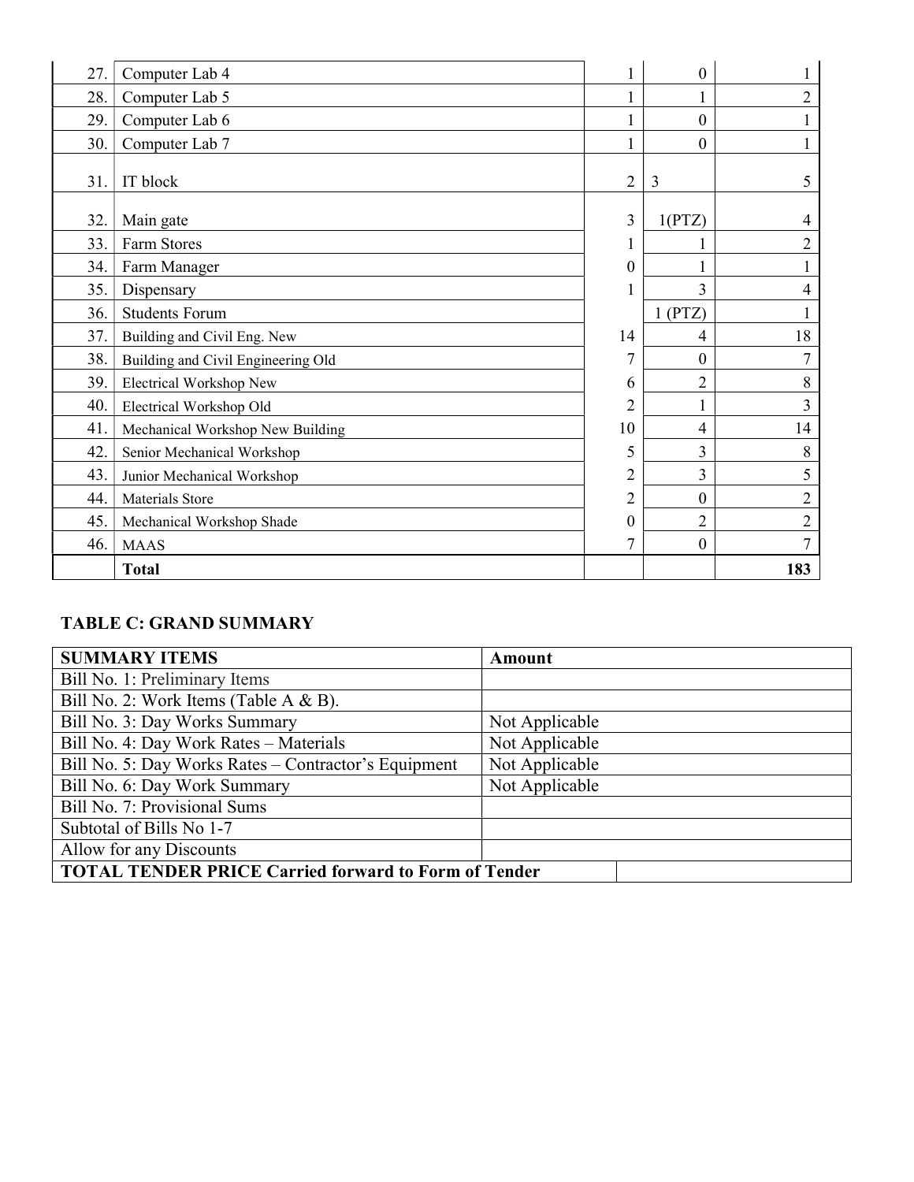| | | | | |
|---|---|---|---|---|
| 27. | Computer Lab 4 | 1 | 0 | 1 |
| 28. | Computer Lab 5 | 1 | 1 | 2 |
| 29. | Computer Lab 6 | 1 | 0 | 1 |
| 30. | Computer Lab 7 | 1 | 0 | 1 |
| 31. | IT block | 2 | 3 | 5 |
| 32. | Main gate | 3 | 1(PTZ) | 4 |
| 33. | Farm Stores | 1 | 1 | 2 |
| 34. | Farm Manager | 0 | 1 | 1 |
| 35. | Dispensary | 1 | 3 | 4 |
| 36. | Students Forum | | 1 (PTZ) | 1 |
| 37. | Building and Civil Eng. New | 14 | 4 | 18 |
| 38. | Building and Civil Engineering Old | 7 | 0 | 7 |
| 39. | Electrical Workshop New | 6 | 2 | 8 |
| 40. | Electrical Workshop Old | 2 | 1 | 3 |
| 41. | Mechanical Workshop New Building | 10 | 4 | 14 |
| 42. | Senior Mechanical Workshop | 5 | 3 | 8 |
| 43. | Junior Mechanical Workshop | 2 | 3 | 5 |
| 44. | Materials Store | 2 | 0 | 2 |
| 45. | Mechanical Workshop Shade | 0 | 2 | 2 |
| 46. | MAAS | 7 | 0 | 7 |
| | **Total** | | | **183** |

### TABLE C: GRAND SUMMARY

| SUMMARY ITEMS | Amount |
|---|---|
| Bill No. 1: Preliminary Items | |
| Bill No. 2: Work Items (Table A & B). | |
| Bill No. 3: Day Works Summary | Not Applicable |
| Bill No. 4: Day Work Rates – Materials | Not Applicable |
| Bill No. 5: Day Works Rates – Contractor's Equipment | Not Applicable |
| Bill No. 6: Day Work Summary | Not Applicable |
| Bill No. 7: Provisional Sums | |
| Subtotal of Bills No 1-7 | |
| Allow for any Discounts | |
| **TOTAL TENDER PRICE Carried forward to Form of Tender** | |